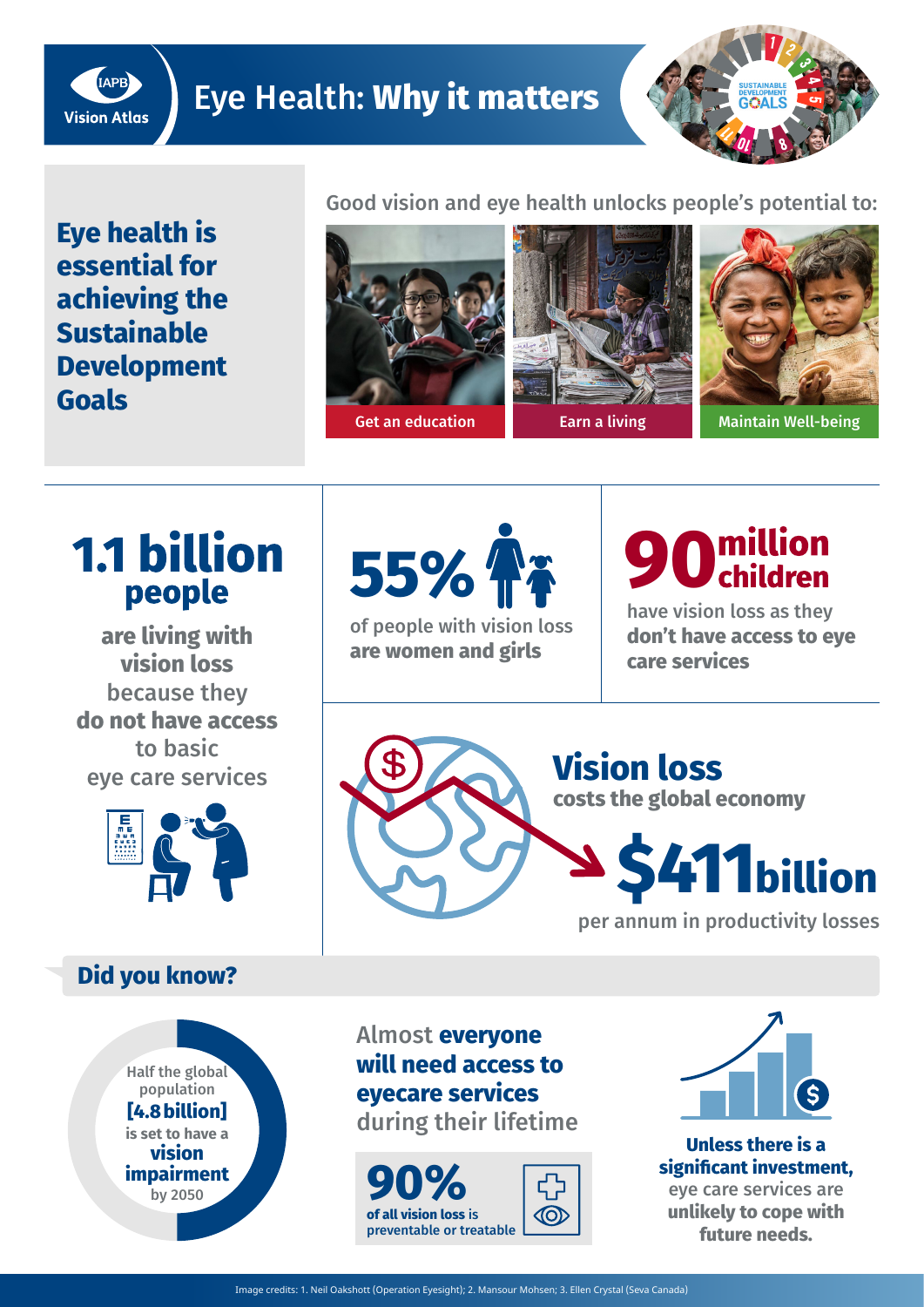IAPB Vision Atlas

# Eye Health: **Why it matters**

## Eye health is essential for achieving the Sustainable Development Goals

Good vision and eye health unlocks people's potential to:

- Get an education
- Earn a living
- Maintain Well-being

**1.1 billion people** **are living with vision loss** because they **do not have access** to basic eye care services

**55%** of people with vision loss **are women and girls**

**90 million children** have vision loss as they **don't have access to eye care services**

**Vision loss** costs the global economy **$411 billion** per annum in productivity losses

## Did you know?

Half the global population **[4.8 billion]** is set to have a **vision impairment** by 2050

Almost **everyone will need access to eyecare services** during their lifetime

**90%** **of all vision loss** is **preventable or treatable**

**Unless there is a significant investment,** eye care services are **unlikely to cope with future needs.**

Image credits: 1. Neil Oakshott (Operation Eyesight); 2. Mansour Mohsen; 3. Ellen Crystal (Seva Canada)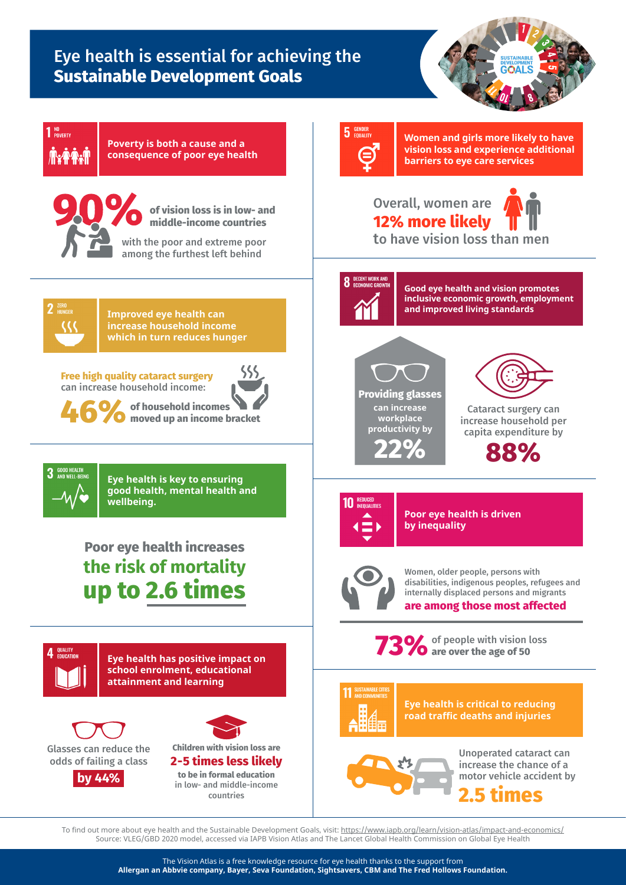# Eye health is essential for achieving the **Sustainable Development Goals**

## 1 NO POVERTY

**Poverty is both a cause and a consequence of poor eye health**

**90%** of vision loss is in low- and middle-income countries

with the poor and extreme poor among the furthest left behind

## 2 ZERO HUNGER

**Improved eye health can increase household income which in turn reduces hunger**

**Free high quality cataract surgery** can increase household income:

**46%** of household incomes moved up an income bracket

## 3 GOOD HEALTH AND WELL-BEING

**Eye health is key to ensuring good health, mental health and wellbeing.**

Poor eye health increases **the risk of mortality up to 2.6 times**

## 4 QUALITY EDUCATION

**Eye health has positive impact on school enrolment, educational attainment and learning**

Glasses can reduce the odds of failing a class **by 44%**

Children with vision loss are **2-5 times less likely** to be in formal education in low- and middle-income countries

## 5 GENDER EQUALITY

**Women and girls more likely to have vision loss and experience additional barriers to eye care services**

Overall, women are **12% more likely** to have vision loss than men

## 8 DECENT WORK AND ECONOMIC GROWTH

**Good eye health and vision promotes inclusive economic growth, employment and improved living standards**

**Providing glasses** can increase workplace productivity by **22%**

Cataract surgery can increase household per capita expenditure by **88%**

## 10 REDUCED INEQUALITIES

**Poor eye health is driven by inequality**

Women, older people, persons with disabilities, indigenous peoples, refugees and internally displaced persons and migrants **are among those most affected**

**73%** of people with vision loss are over the age of 50

## 11 SUSTAINABLE CITIES AND COMMUNITIES

**Eye health is critical to reducing road traffic deaths and injuries**

Unoperated cataract can increase the chance of a motor vehicle accident by **2.5 times**

To find out more about eye health and the Sustainable Development Goals, visit: https://www.iapb.org/learn/vision-atlas/impact-and-economics/
Source: VLEG/GBD 2020 model, accessed via IAPB Vision Atlas and The Lancet Global Health Commission on Global Eye Health

The Vision Atlas is a free knowledge resource for eye health thanks to the support from
**Allergan an Abbvie company, Bayer, Seva Foundation, Sightsavers, CBM and The Fred Hollows Foundation.**